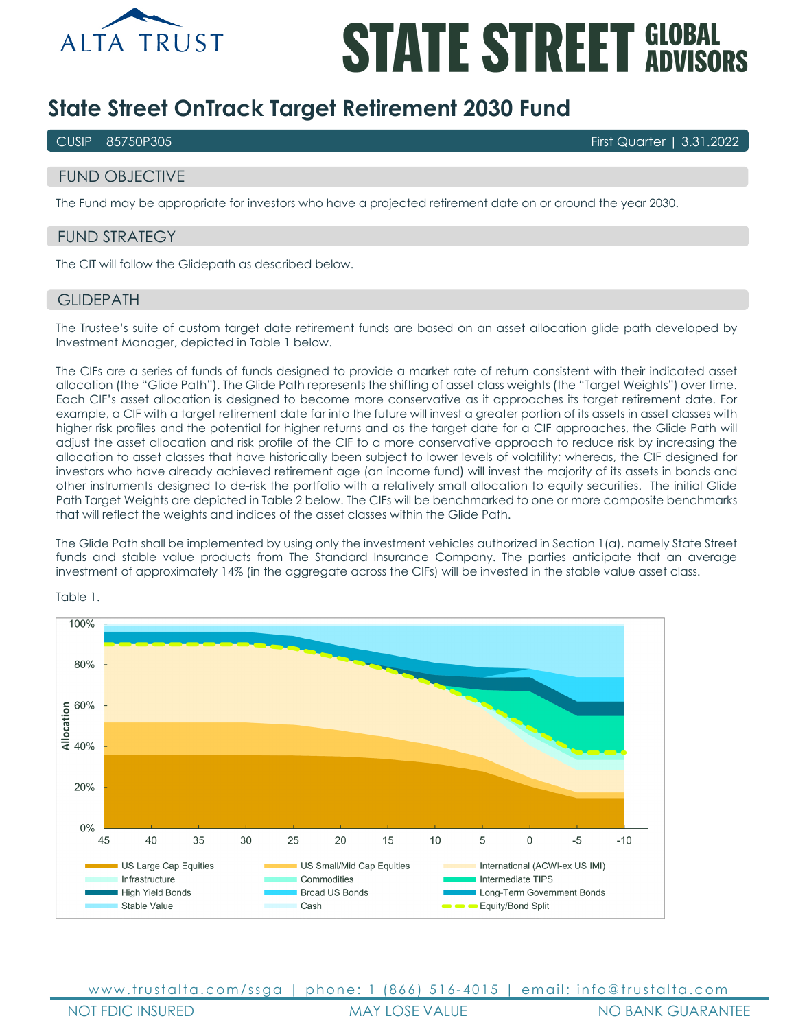# State Street OnTrack Target Retirement 2030 Fund

CUSIP 85750P305 — First Quarter | 3.31.2022

## FUND OBJECTIVE

The Fund may be appropriate for investors who have a projected retirement date on or around the year 2030.

## FUND STRATEGY

The CIT will follow the Glidepath as described below.

## GLIDEPATH

The Trustee's suite of custom target date retirement funds are based on an asset allocation glide path developed by Investment Manager, depicted in Table 1 below.

The CIFs are a series of funds of funds designed to provide a market rate of return consistent with their indicated asset allocation (the "Glide Path"). The Glide Path represents the shifting of asset class weights (the "Target Weights") over time. Each CIF's asset allocation is designed to become more conservative as it approaches its target retirement date. For example, a CIF with a target retirement date far into the future will invest a greater portion of its assets in asset classes with higher risk profiles and the potential for higher returns and as the target date for a CIF approaches, the Glide Path will adjust the asset allocation and risk profile of the CIF to a more conservative approach to reduce risk by increasing the allocation to asset classes that have historically been subject to lower levels of volatility; whereas, the CIF designed for investors who have already achieved retirement age (an income fund) will invest the majority of its assets in bonds and other instruments designed to de-risk the portfolio with a relatively small allocation to equity securities. The initial Glide Path Target Weights are depicted in Table 2 below. The CIFs will be benchmarked to one or more composite benchmarks that will reflect the weights and indices of the asset classes within the Glide Path.

The Glide Path shall be implemented by using only the investment vehicles authorized in Section 1(a), namely State Street funds and stable value products from The Standard Insurance Company. The parties anticipate that an average investment of approximately 14% (in the aggregate across the CIFs) will be invested in the stable value asset class.

Table 1.

Allocation (0%–100%) by years to retirement: 45, 40, 35, 30, 25, 20, 15, 10, 5, 0, -5, -10

Legend: US Large Cap Equities, US Small/Mid Cap Equities, International (ACWI-ex US IMI), Infrastructure, Commodities, Intermediate TIPS, High Yield Bonds, Broad US Bonds, Long-Term Government Bonds, Stable Value, Cash, Equity/Bond Split

www.trustalta.com/ssga | phone: 1 (866) 516-4015 | email: info@trustalta.com

NOT FDIC INSURED | MAY LOSE VALUE | NO BANK GUARANTEE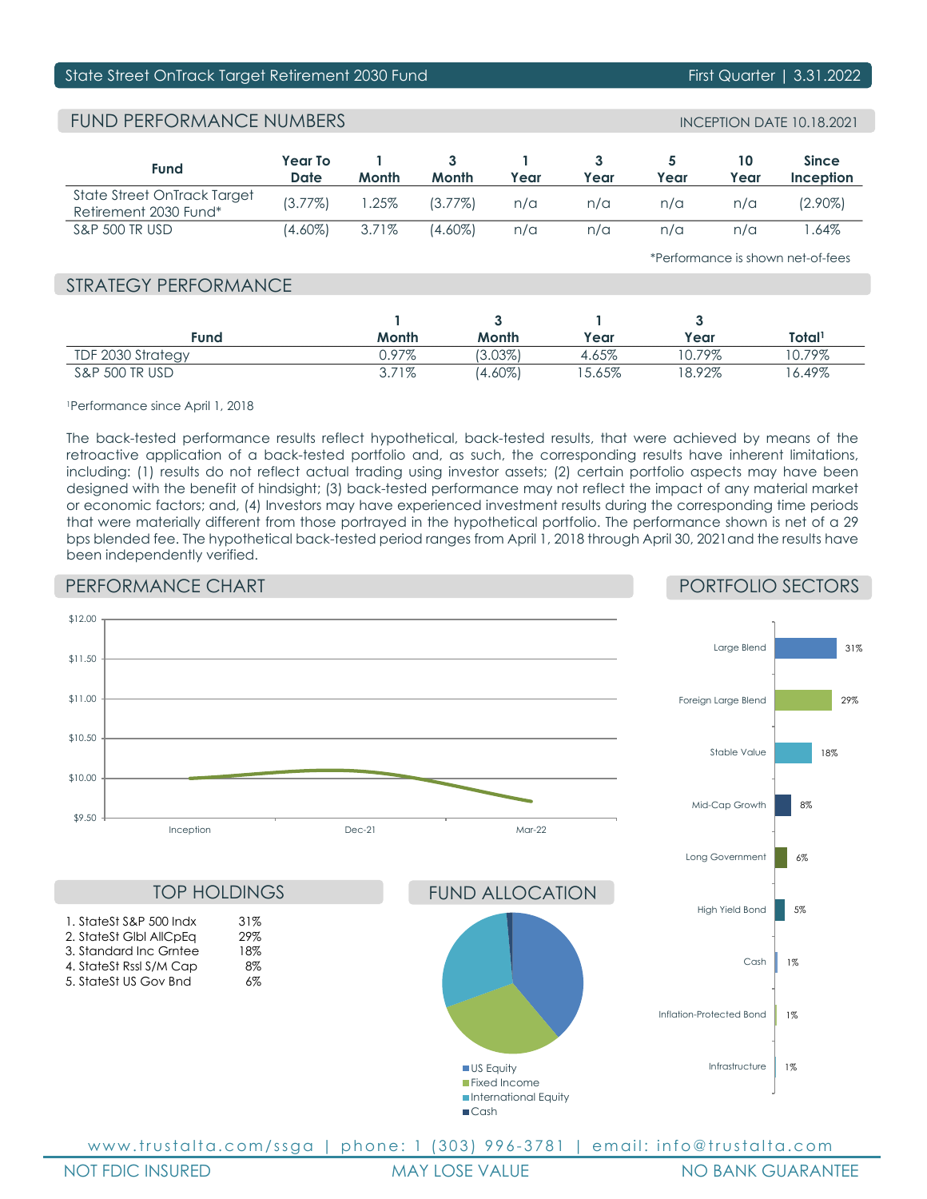State Street OnTrack Target Retirement 2030 Fund — First Quarter | 3.31.2022

## FUND PERFORMANCE NUMBERS

INCEPTION DATE 10.18.2021

| Fund | Year To Date | 1 Month | 3 Month | 1 Year | 3 Year | 5 Year | 10 Year | Since Inception |
|---|---|---|---|---|---|---|---|---|
| State Street OnTrack Target Retirement 2030 Fund* | (3.77%) | 1.25% | (3.77%) | n/a | n/a | n/a | n/a | (2.90%) |
| S&P 500 TR USD | (4.60%) | 3.71% | (4.60%) | n/a | n/a | n/a | n/a | 1.64% |

*Performance is shown net-of-fees

## STRATEGY PERFORMANCE

| Fund | 1 Month | 3 Month | 1 Year | 3 Year | Total[1] |
|---|---|---|---|---|---|
| TDF 2030 Strategy | 0.97% | (3.03%) | 4.65% | 10.79% | 10.79% |
| S&P 500 TR USD | 3.71% | (4.60%) | 15.65% | 18.92% | 16.49% |

[1]Performance since April 1, 2018

The back-tested performance results reflect hypothetical, back-tested results, that were achieved by means of the retroactive application of a back-tested portfolio and, as such, the corresponding results have inherent limitations, including: (1) results do not reflect actual trading using investor assets; (2) certain portfolio aspects may have been designed with the benefit of hindsight; (3) back-tested performance may not reflect the impact of any material market or economic factors; and, (4) Investors may have experienced investment results during the corresponding time periods that were materially different from those portrayed in the hypothetical portfolio. The performance shown is net of a 29 bps blended fee. The hypothetical back-tested period ranges from April 1, 2018 through April 30, 2021and the results have been independently verified.

## PERFORMANCE CHART

(Chart: $9.50 – $12.00; Inception, Dec-21, Mar-22)

## PORTFOLIO SECTORS

| Sector | % |
|---|---|
| Large Blend | 31% |
| Foreign Large Blend | 29% |
| Stable Value | 18% |
| Mid-Cap Growth | 8% |
| Long Government | 6% |
| High Yield Bond | 5% |
| Cash | 1% |
| Inflation-Protected Bond | 1% |
| Infrastructure | 1% |

## TOP HOLDINGS

1. StateSt S&P 500 Indx 31%
2. StateSt Glbl AllCpEq 29%
3. Standard Inc Grntee 18%
4. StateSt Rssl S/M Cap 8%
5. StateSt US Gov Bnd 6%

## FUND ALLOCATION

- US Equity
- Fixed Income
- International Equity
- Cash

www.trustalta.com/ssga | phone: 1 (303) 996-3781 | email: info@trustalta.com

NOT FDIC INSURED | MAY LOSE VALUE | NO BANK GUARANTEE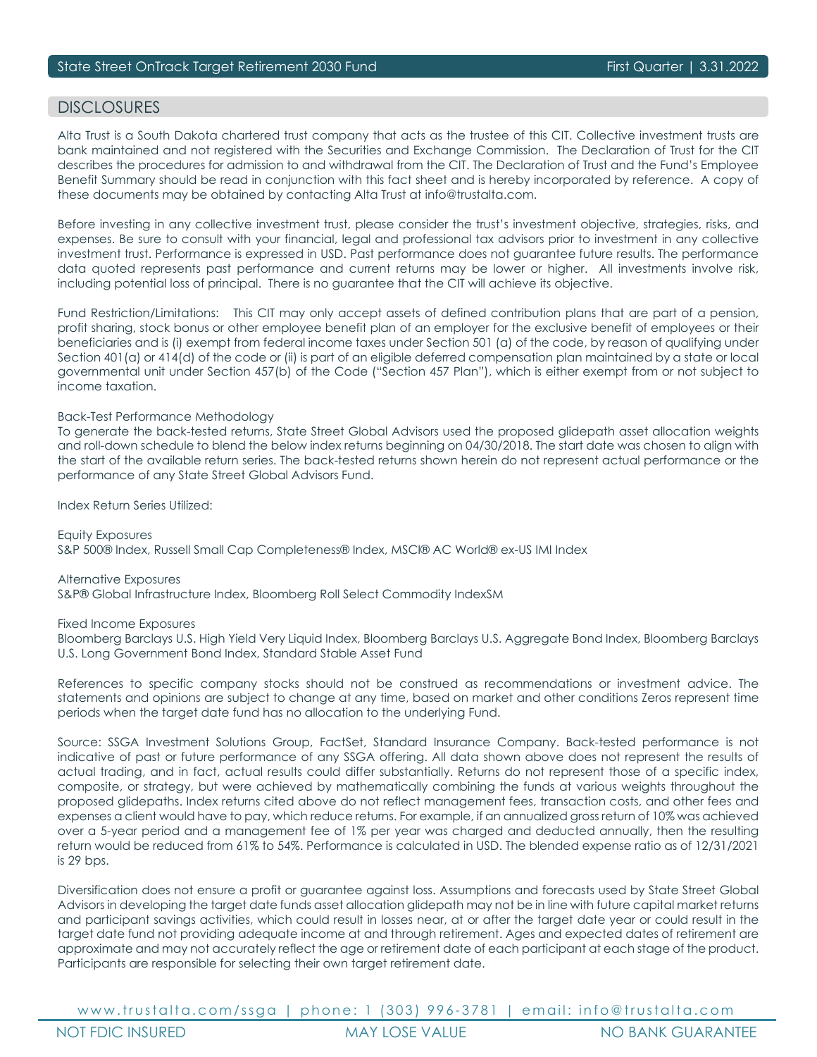## DISCLOSURES

Alta Trust is a South Dakota chartered trust company that acts as the trustee of this CIT. Collective investment trusts are bank maintained and not registered with the Securities and Exchange Commission. The Declaration of Trust for the CIT describes the procedures for admission to and withdrawal from the CIT. The Declaration of Trust and the Fund's Employee Benefit Summary should be read in conjunction with this fact sheet and is hereby incorporated by reference. A copy of these documents may be obtained by contacting Alta Trust at info@trustalta.com.

Before investing in any collective investment trust, please consider the trust's investment objective, strategies, risks, and expenses. Be sure to consult with your financial, legal and professional tax advisors prior to investment in any collective investment trust. Performance is expressed in USD. Past performance does not guarantee future results. The performance data quoted represents past performance and current returns may be lower or higher. All investments involve risk, including potential loss of principal. There is no guarantee that the CIT will achieve its objective.

Fund Restriction/Limitations: This CIT may only accept assets of defined contribution plans that are part of a pension, profit sharing, stock bonus or other employee benefit plan of an employer for the exclusive benefit of employees or their beneficiaries and is (i) exempt from federal income taxes under Section 501 (a) of the code, by reason of qualifying under Section 401(a) or 414(d) of the code or (ii) is part of an eligible deferred compensation plan maintained by a state or local governmental unit under Section 457(b) of the Code ("Section 457 Plan"), which is either exempt from or not subject to income taxation.

Back-Test Performance Methodology
To generate the back-tested returns, State Street Global Advisors used the proposed glidepath asset allocation weights and roll-down schedule to blend the below index returns beginning on 04/30/2018. The start date was chosen to align with the start of the available return series. The back-tested returns shown herein do not represent actual performance or the performance of any State Street Global Advisors Fund.

Index Return Series Utilized:

Equity Exposures
S&P 500® Index, Russell Small Cap Completeness® Index, MSCI® AC World® ex-US IMI Index

Alternative Exposures
S&P® Global Infrastructure Index, Bloomberg Roll Select Commodity IndexSM

Fixed Income Exposures
Bloomberg Barclays U.S. High Yield Very Liquid Index, Bloomberg Barclays U.S. Aggregate Bond Index, Bloomberg Barclays U.S. Long Government Bond Index, Standard Stable Asset Fund

References to specific company stocks should not be construed as recommendations or investment advice. The statements and opinions are subject to change at any time, based on market and other conditions Zeros represent time periods when the target date fund has no allocation to the underlying Fund.

Source: SSGA Investment Solutions Group, FactSet, Standard Insurance Company. Back-tested performance is not indicative of past or future performance of any SSGA offering. All data shown above does not represent the results of actual trading, and in fact, actual results could differ substantially. Returns do not represent those of a specific index, composite, or strategy, but were achieved by mathematically combining the funds at various weights throughout the proposed glidepaths. Index returns cited above do not reflect management fees, transaction costs, and other fees and expenses a client would have to pay, which reduce returns. For example, if an annualized gross return of 10% was achieved over a 5-year period and a management fee of 1% per year was charged and deducted annually, then the resulting return would be reduced from 61% to 54%. Performance is calculated in USD. The blended expense ratio as of 12/31/2021 is 29 bps.

Diversification does not ensure a profit or guarantee against loss. Assumptions and forecasts used by State Street Global Advisors in developing the target date funds asset allocation glidepath may not be in line with future capital market returns and participant savings activities, which could result in losses near, at or after the target date year or could result in the target date fund not providing adequate income at and through retirement. Ages and expected dates of retirement are approximate and may not accurately reflect the age or retirement date of each participant at each stage of the product. Participants are responsible for selecting their own target retirement date.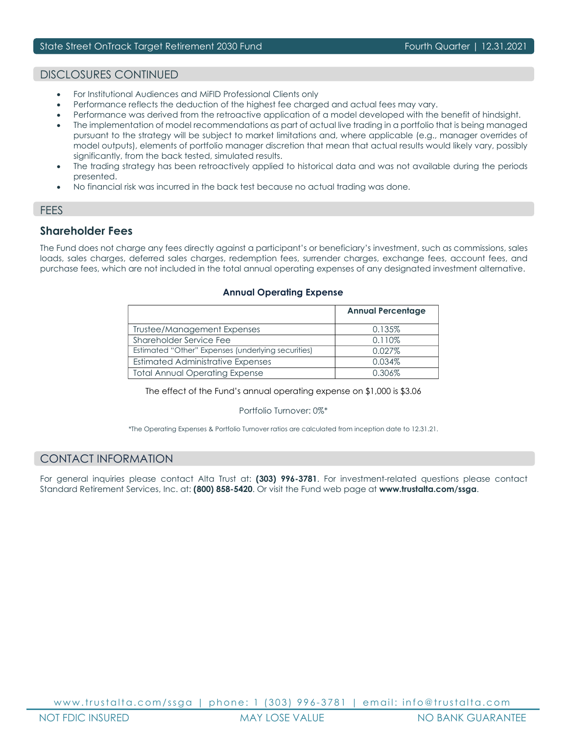## DISCLOSURES CONTINUED

- For Institutional Audiences and MiFID Professional Clients only
- Performance reflects the deduction of the highest fee charged and actual fees may vary.
- Performance was derived from the retroactive application of a model developed with the benefit of hindsight.
- The implementation of model recommendations as part of actual live trading in a portfolio that is being managed pursuant to the strategy will be subject to market limitations and, where applicable (e.g., manager overrides of model outputs), elements of portfolio manager discretion that mean that actual results would likely vary, possibly significantly, from the back tested, simulated results.
- The trading strategy has been retroactively applied to historical data and was not available during the periods presented.
- No financial risk was incurred in the back test because no actual trading was done.

## FEES

### Shareholder Fees

The Fund does not charge any fees directly against a participant's or beneficiary's investment, such as commissions, sales loads, sales charges, deferred sales charges, redemption fees, surrender charges, exchange fees, account fees, and purchase fees, which are not included in the total annual operating expenses of any designated investment alternative.

**Annual Operating Expense**

| | Annual Percentage |
|---|---|
| Trustee/Management Expenses | 0.135% |
| Shareholder Service Fee | 0.110% |
| Estimated "Other" Expenses (underlying securities) | 0.027% |
| Estimated Administrative Expenses | 0.034% |
| Total Annual Operating Expense | 0.306% |

The effect of the Fund's annual operating expense on $1,000 is $3.06

Portfolio Turnover: 0%*

*The Operating Expenses & Portfolio Turnover ratios are calculated from inception date to 12.31.21.

## CONTACT INFORMATION

For general inquiries please contact Alta Trust at: **(303) 996-3781**. For investment-related questions please contact Standard Retirement Services, Inc. at: **(800) 858-5420**. Or visit the Fund web page at **www.trustalta.com/ssga**.